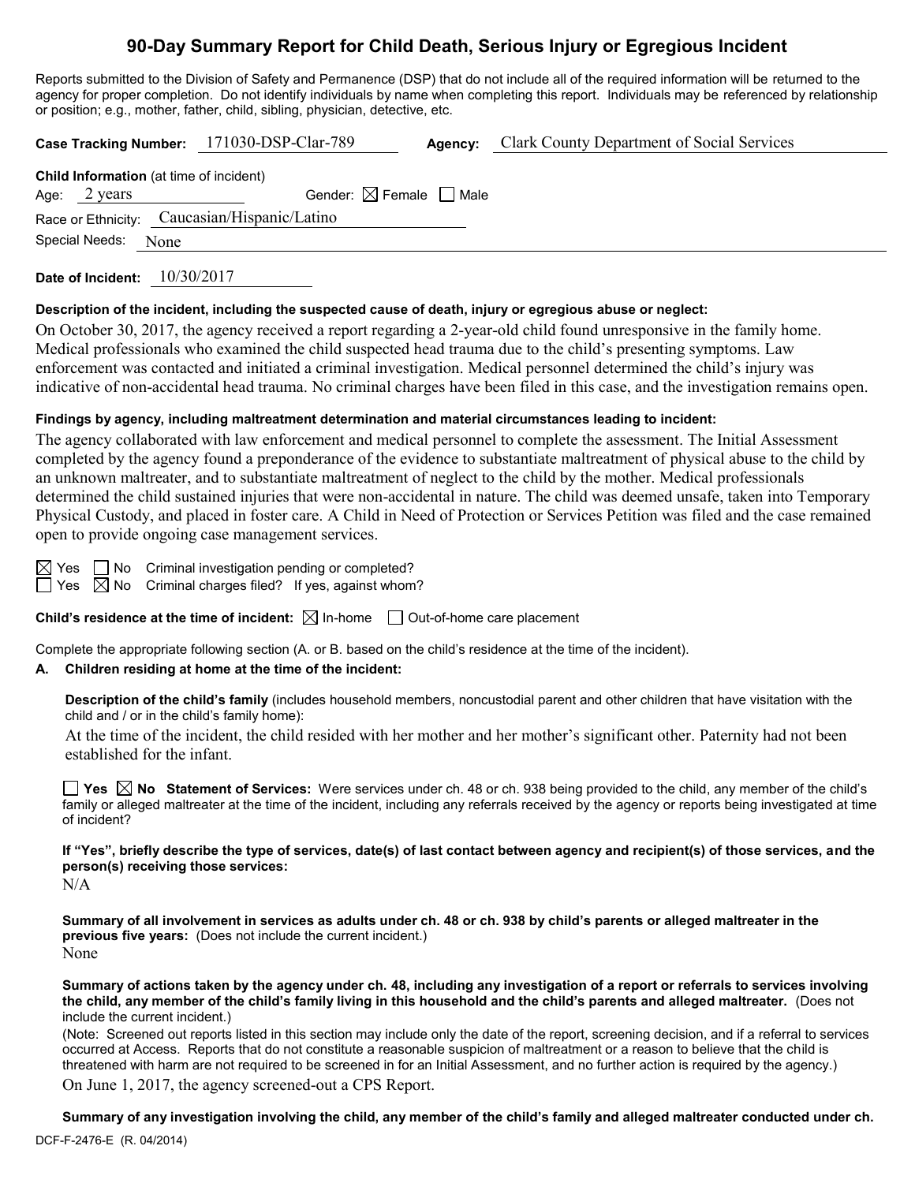# 90-Day Summary Report for Child Death, Serious Injury or Egregious Incident

Reports submitted to the Division of Safety and Permanence (DSP) that do not include all of the required information will be returned to the agency for proper completion. Do not identify individuals by name when completing this report. Individuals may be referenced by relationship or position; e.g., mother, father, child, sibling, physician, detective, etc.

**Case Tracking Number:** 171030-DSP-Clar-789 **Agency:** Clark County Department of Social Services

**Child Information** (at time of incident)

Age: 2 years Gender: ☒ Female ☐ Male

Race or Ethnicity: Caucasian/Hispanic/Latino

Special Needs: None

**Date of Incident:** 10/30/2017

**Description of the incident, including the suspected cause of death, injury or egregious abuse or neglect:**

On October 30, 2017, the agency received a report regarding a 2-year-old child found unresponsive in the family home. Medical professionals who examined the child suspected head trauma due to the child's presenting symptoms. Law enforcement was contacted and initiated a criminal investigation. Medical personnel determined the child's injury was indicative of non-accidental head trauma. No criminal charges have been filed in this case, and the investigation remains open.

**Findings by agency, including maltreatment determination and material circumstances leading to incident:**

The agency collaborated with law enforcement and medical personnel to complete the assessment. The Initial Assessment completed by the agency found a preponderance of the evidence to substantiate maltreatment of physical abuse to the child by an unknown maltreater, and to substantiate maltreatment of neglect to the child by the mother. Medical professionals determined the child sustained injuries that were non-accidental in nature. The child was deemed unsafe, taken into Temporary Physical Custody, and placed in foster care. A Child in Need of Protection or Services Petition was filed and the case remained open to provide ongoing case management services.

☒ Yes ☐ No Criminal investigation pending or completed?

☐ Yes ☒ No Criminal charges filed? If yes, against whom?

**Child's residence at the time of incident:** ☒ In-home ☐ Out-of-home care placement

Complete the appropriate following section (A. or B. based on the child's residence at the time of the incident).

**A. Children residing at home at the time of the incident:**

**Description of the child's family** (includes household members, noncustodial parent and other children that have visitation with the child and / or in the child's family home):

At the time of the incident, the child resided with her mother and her mother's significant other. Paternity had not been established for the infant.

☐ **Yes** ☒ **No Statement of Services:** Were services under ch. 48 or ch. 938 being provided to the child, any member of the child's family or alleged maltreater at the time of the incident, including any referrals received by the agency or reports being investigated at time of incident?

**If "Yes", briefly describe the type of services, date(s) of last contact between agency and recipient(s) of those services, and the person(s) receiving those services:**

N/A

**Summary of all involvement in services as adults under ch. 48 or ch. 938 by child's parents or alleged maltreater in the previous five years:** (Does not include the current incident.)

None

**Summary of actions taken by the agency under ch. 48, including any investigation of a report or referrals to services involving the child, any member of the child's family living in this household and the child's parents and alleged maltreater.** (Does not include the current incident.)

(Note: Screened out reports listed in this section may include only the date of the report, screening decision, and if a referral to services occurred at Access. Reports that do not constitute a reasonable suspicion of maltreatment or a reason to believe that the child is threatened with harm are not required to be screened in for an Initial Assessment, and no further action is required by the agency.)

On June 1, 2017, the agency screened-out a CPS Report.

**Summary of any investigation involving the child, any member of the child's family and alleged maltreater conducted under ch.**

DCF-F-2476-E (R. 04/2014)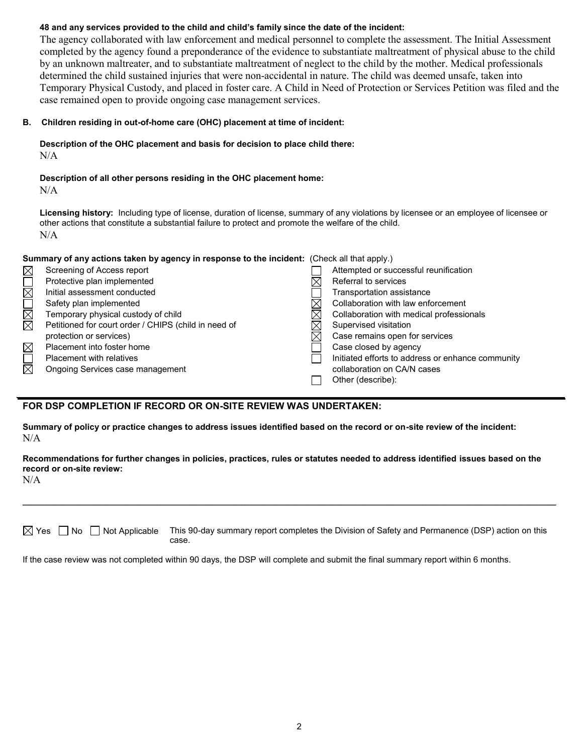**48 and any services provided to the child and child's family since the date of the incident:**

The agency collaborated with law enforcement and medical personnel to complete the assessment. The Initial Assessment completed by the agency found a preponderance of the evidence to substantiate maltreatment of physical abuse to the child by an unknown maltreater, and to substantiate maltreatment of neglect to the child by the mother. Medical professionals determined the child sustained injuries that were non-accidental in nature. The child was deemed unsafe, taken into Temporary Physical Custody, and placed in foster care. A Child in Need of Protection or Services Petition was filed and the case remained open to provide ongoing case management services.

**B. Children residing in out-of-home care (OHC) placement at time of incident:**

**Description of the OHC placement and basis for decision to place child there:**
N/A

**Description of all other persons residing in the OHC placement home:**
N/A

**Licensing history:** Including type of license, duration of license, summary of any violations by licensee or an employee of licensee or other actions that constitute a substantial failure to protect and promote the welfare of the child.
N/A

**Summary of any actions taken by agency in response to the incident:** (Check all that apply.)

- ☒ Screening of Access report
- ☐ Protective plan implemented
- ☒ Initial assessment conducted
- ☐ Safety plan implemented
- ☒ Temporary physical custody of child
- ☒ Petitioned for court order / CHIPS (child in need of protection or services)
- ☒ Placement into foster home
- ☐ Placement with relatives
- ☒ Ongoing Services case management
- ☐ Attempted or successful reunification
- ☒ Referral to services
- ☐ Transportation assistance
- ☒ Collaboration with law enforcement
- ☒ Collaboration with medical professionals
- ☒ Supervised visitation
- ☒ Case remains open for services
- ☐ Case closed by agency
- ☐ Initiated efforts to address or enhance community collaboration on CA/N cases
- ☐ Other (describe):

---

## FOR DSP COMPLETION IF RECORD OR ON-SITE REVIEW WAS UNDERTAKEN:

**Summary of policy or practice changes to address issues identified based on the record or on-site review of the incident:**
N/A

**Recommendations for further changes in policies, practices, rules or statutes needed to address identified issues based on the record or on-site review:**
N/A

---

☒ Yes ☐ No ☐ Not Applicable This 90-day summary report completes the Division of Safety and Permanence (DSP) action on this case.

If the case review was not completed within 90 days, the DSP will complete and submit the final summary report within 6 months.